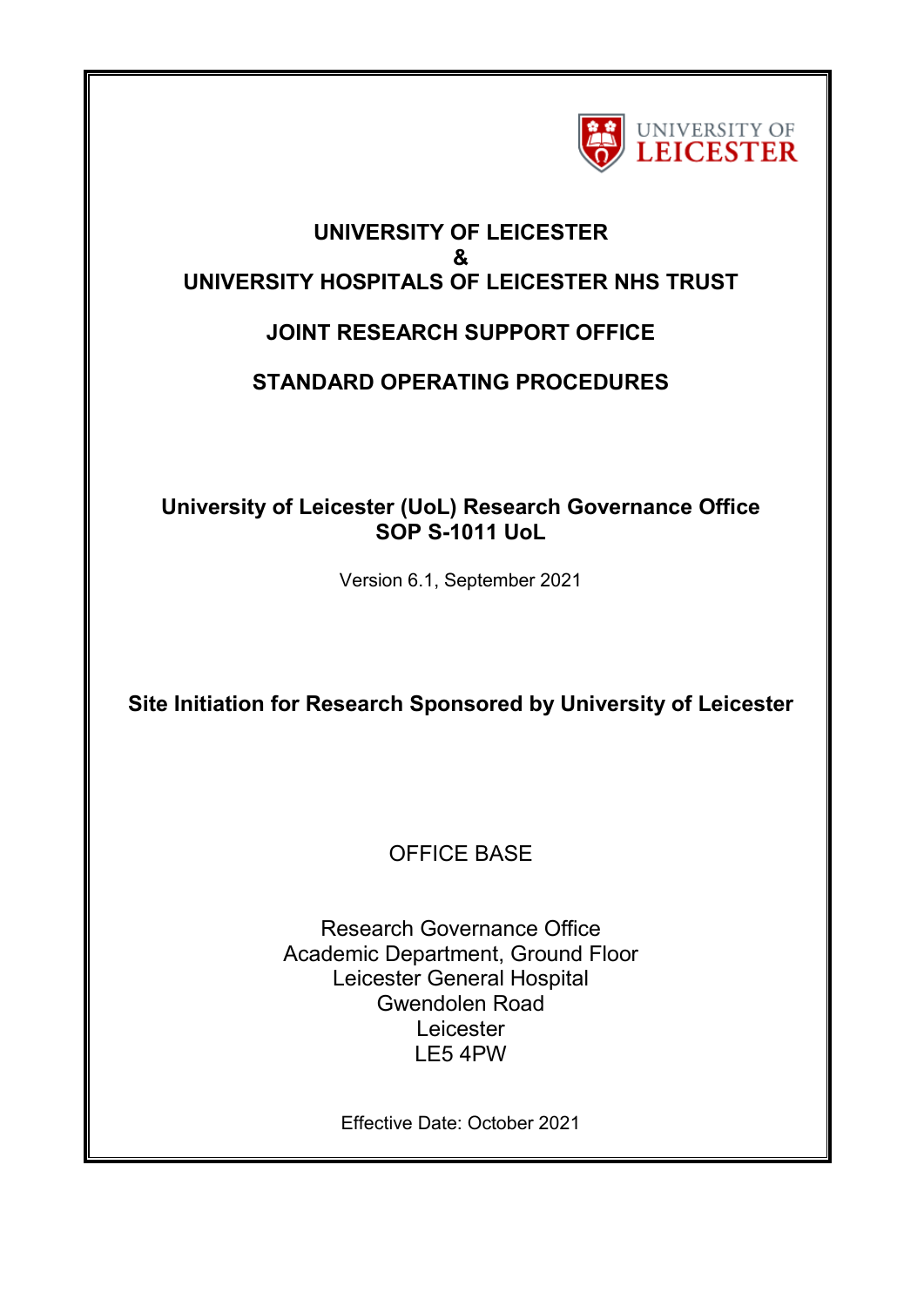UNIVERSITY OF LEICESTER

# UNIVERSITY OF LEICESTER
# &
# UNIVERSITY HOSPITALS OF LEICESTER NHS TRUST

## JOINT RESEARCH SUPPORT OFFICE

## STANDARD OPERATING PROCEDURES

**University of Leicester (UoL) Research Governance Office**
**SOP S-1011 UoL**

Version 6.1, September 2021

**Site Initiation for Research Sponsored by University of Leicester**

OFFICE BASE

Research Governance Office
Academic Department, Ground Floor
Leicester General Hospital
Gwendolen Road
Leicester
LE5 4PW

Effective Date: October 2021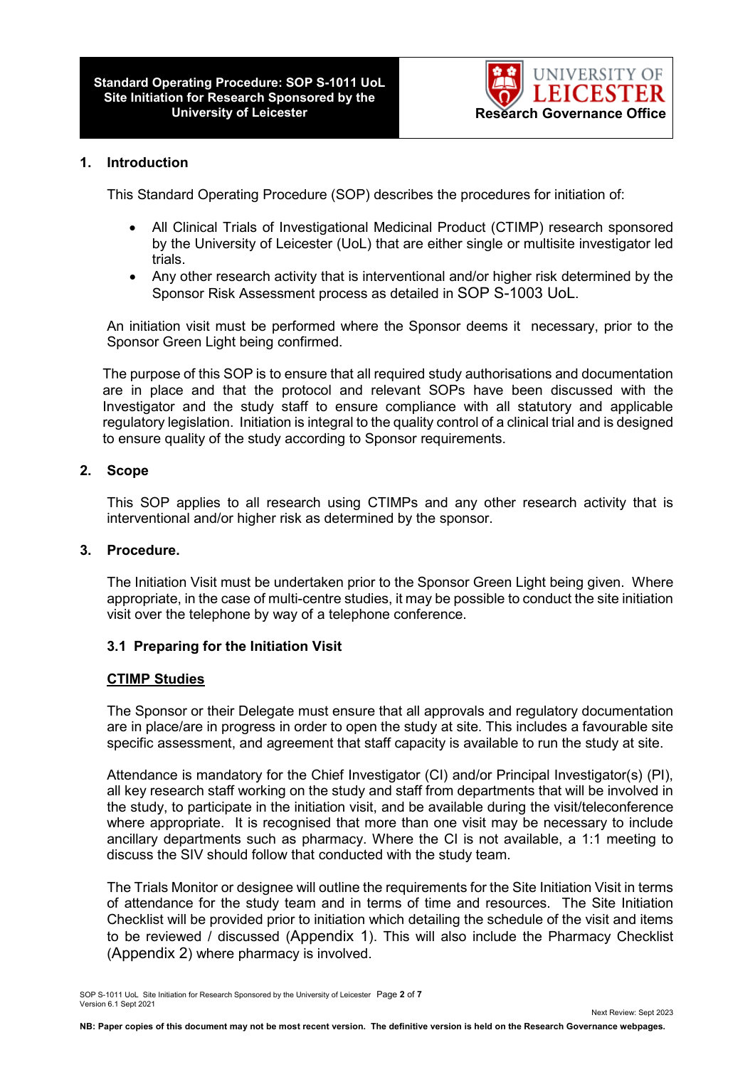## 1. Introduction

This Standard Operating Procedure (SOP) describes the procedures for initiation of:

- All Clinical Trials of Investigational Medicinal Product (CTIMP) research sponsored by the University of Leicester (UoL) that are either single or multisite investigator led trials.
- Any other research activity that is interventional and/or higher risk determined by the Sponsor Risk Assessment process as detailed in SOP S-1003 UoL.

An initiation visit must be performed where the Sponsor deems it necessary, prior to the Sponsor Green Light being confirmed.

The purpose of this SOP is to ensure that all required study authorisations and documentation are in place and that the protocol and relevant SOPs have been discussed with the Investigator and the study staff to ensure compliance with all statutory and applicable regulatory legislation. Initiation is integral to the quality control of a clinical trial and is designed to ensure quality of the study according to Sponsor requirements.

## 2. Scope

This SOP applies to all research using CTIMPs and any other research activity that is interventional and/or higher risk as determined by the sponsor.

## 3. Procedure.

The Initiation Visit must be undertaken prior to the Sponsor Green Light being given. Where appropriate, in the case of multi-centre studies, it may be possible to conduct the site initiation visit over the telephone by way of a telephone conference.

### 3.1 Preparing for the Initiation Visit

**CTIMP Studies**

The Sponsor or their Delegate must ensure that all approvals and regulatory documentation are in place/are in progress in order to open the study at site. This includes a favourable site specific assessment, and agreement that staff capacity is available to run the study at site.

Attendance is mandatory for the Chief Investigator (CI) and/or Principal Investigator(s) (PI), all key research staff working on the study and staff from departments that will be involved in the study, to participate in the initiation visit, and be available during the visit/teleconference where appropriate. It is recognised that more than one visit may be necessary to include ancillary departments such as pharmacy. Where the CI is not available, a 1:1 meeting to discuss the SIV should follow that conducted with the study team.

The Trials Monitor or designee will outline the requirements for the Site Initiation Visit in terms of attendance for the study team and in terms of time and resources. The Site Initiation Checklist will be provided prior to initiation which detailing the schedule of the visit and items to be reviewed / discussed (Appendix 1). This will also include the Pharmacy Checklist (Appendix 2) where pharmacy is involved.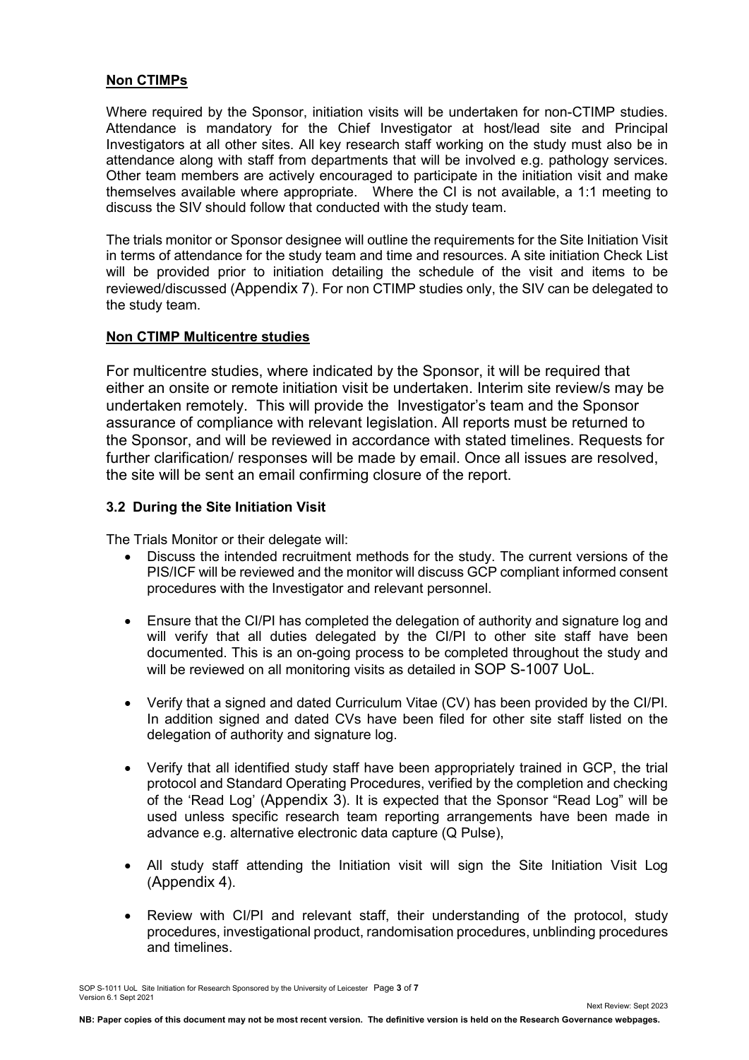**Non CTIMPs**

Where required by the Sponsor, initiation visits will be undertaken for non-CTIMP studies. Attendance is mandatory for the Chief Investigator at host/lead site and Principal Investigators at all other sites. All key research staff working on the study must also be in attendance along with staff from departments that will be involved e.g. pathology services. Other team members are actively encouraged to participate in the initiation visit and make themselves available where appropriate. Where the CI is not available, a 1:1 meeting to discuss the SIV should follow that conducted with the study team.

The trials monitor or Sponsor designee will outline the requirements for the Site Initiation Visit in terms of attendance for the study team and time and resources. A site initiation Check List will be provided prior to initiation detailing the schedule of the visit and items to be reviewed/discussed (Appendix 7). For non CTIMP studies only, the SIV can be delegated to the study team.

**Non CTIMP Multicentre studies**

For multicentre studies, where indicated by the Sponsor, it will be required that either an onsite or remote initiation visit be undertaken. Interim site review/s may be undertaken remotely. This will provide the Investigator's team and the Sponsor assurance of compliance with relevant legislation. All reports must be returned to the Sponsor, and will be reviewed in accordance with stated timelines. Requests for further clarification/ responses will be made by email. Once all issues are resolved, the site will be sent an email confirming closure of the report.

### 3.2 During the Site Initiation Visit

The Trials Monitor or their delegate will:

- Discuss the intended recruitment methods for the study. The current versions of the PIS/ICF will be reviewed and the monitor will discuss GCP compliant informed consent procedures with the Investigator and relevant personnel.
- Ensure that the CI/PI has completed the delegation of authority and signature log and will verify that all duties delegated by the CI/PI to other site staff have been documented. This is an on-going process to be completed throughout the study and will be reviewed on all monitoring visits as detailed in SOP S-1007 UoL.
- Verify that a signed and dated Curriculum Vitae (CV) has been provided by the CI/PI. In addition signed and dated CVs have been filed for other site staff listed on the delegation of authority and signature log.
- Verify that all identified study staff have been appropriately trained in GCP, the trial protocol and Standard Operating Procedures, verified by the completion and checking of the 'Read Log' (Appendix 3). It is expected that the Sponsor "Read Log" will be used unless specific research team reporting arrangements have been made in advance e.g. alternative electronic data capture (Q Pulse),
- All study staff attending the Initiation visit will sign the Site Initiation Visit Log (Appendix 4).
- Review with CI/PI and relevant staff, their understanding of the protocol, study procedures, investigational product, randomisation procedures, unblinding procedures and timelines.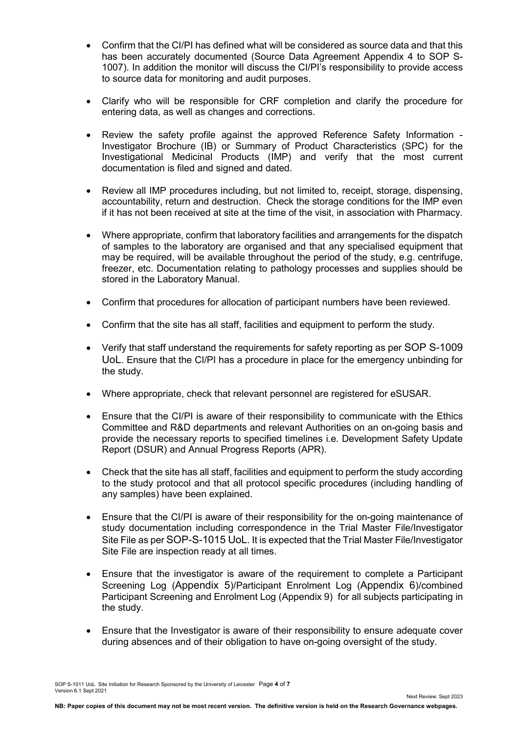- Confirm that the CI/PI has defined what will be considered as source data and that this has been accurately documented (Source Data Agreement Appendix 4 to SOP S-1007). In addition the monitor will discuss the CI/PI's responsibility to provide access to source data for monitoring and audit purposes.

- Clarify who will be responsible for CRF completion and clarify the procedure for entering data, as well as changes and corrections.

- Review the safety profile against the approved Reference Safety Information - Investigator Brochure (IB) or Summary of Product Characteristics (SPC) for the Investigational Medicinal Products (IMP) and verify that the most current documentation is filed and signed and dated.

- Review all IMP procedures including, but not limited to, receipt, storage, dispensing, accountability, return and destruction. Check the storage conditions for the IMP even if it has not been received at site at the time of the visit, in association with Pharmacy.

- Where appropriate, confirm that laboratory facilities and arrangements for the dispatch of samples to the laboratory are organised and that any specialised equipment that may be required, will be available throughout the period of the study, e.g. centrifuge, freezer, etc. Documentation relating to pathology processes and supplies should be stored in the Laboratory Manual.

- Confirm that procedures for allocation of participant numbers have been reviewed.

- Confirm that the site has all staff, facilities and equipment to perform the study.

- Verify that staff understand the requirements for safety reporting as per SOP S-1009 UoL. Ensure that the CI/PI has a procedure in place for the emergency unbinding for the study.

- Where appropriate, check that relevant personnel are registered for eSUSAR.

- Ensure that the CI/PI is aware of their responsibility to communicate with the Ethics Committee and R&D departments and relevant Authorities on an on-going basis and provide the necessary reports to specified timelines i.e. Development Safety Update Report (DSUR) and Annual Progress Reports (APR).

- Check that the site has all staff, facilities and equipment to perform the study according to the study protocol and that all protocol specific procedures (including handling of any samples) have been explained.

- Ensure that the CI/PI is aware of their responsibility for the on-going maintenance of study documentation including correspondence in the Trial Master File/Investigator Site File as per SOP-S-1015 UoL. It is expected that the Trial Master File/Investigator Site File are inspection ready at all times.

- Ensure that the investigator is aware of the requirement to complete a Participant Screening Log (Appendix 5)/Participant Enrolment Log (Appendix 6)/combined Participant Screening and Enrolment Log (Appendix 9) for all subjects participating in the study.

- Ensure that the Investigator is aware of their responsibility to ensure adequate cover during absences and of their obligation to have on-going oversight of the study.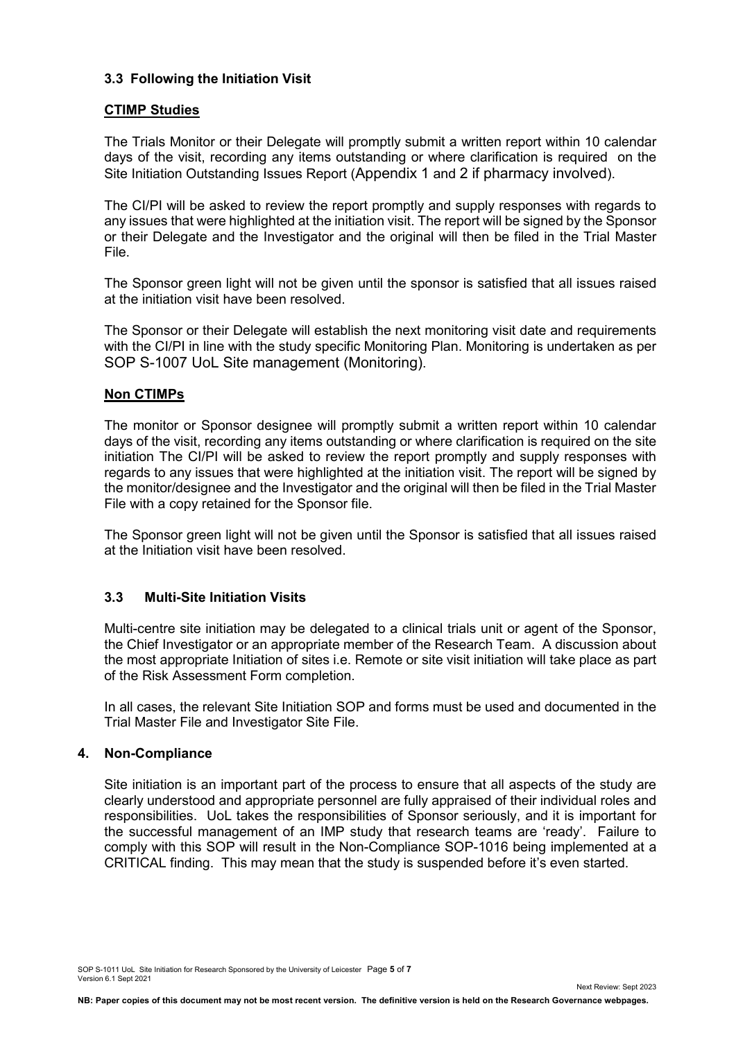### 3.3 Following the Initiation Visit

**CTIMP Studies**

The Trials Monitor or their Delegate will promptly submit a written report within 10 calendar days of the visit, recording any items outstanding or where clarification is required on the Site Initiation Outstanding Issues Report (Appendix 1 and 2 if pharmacy involved).

The CI/PI will be asked to review the report promptly and supply responses with regards to any issues that were highlighted at the initiation visit. The report will be signed by the Sponsor or their Delegate and the Investigator and the original will then be filed in the Trial Master File.

The Sponsor green light will not be given until the sponsor is satisfied that all issues raised at the initiation visit have been resolved.

The Sponsor or their Delegate will establish the next monitoring visit date and requirements with the CI/PI in line with the study specific Monitoring Plan. Monitoring is undertaken as per SOP S-1007 UoL Site management (Monitoring).

**Non CTIMPs**

The monitor or Sponsor designee will promptly submit a written report within 10 calendar days of the visit, recording any items outstanding or where clarification is required on the site initiation The CI/PI will be asked to review the report promptly and supply responses with regards to any issues that were highlighted at the initiation visit. The report will be signed by the monitor/designee and the Investigator and the original will then be filed in the Trial Master File with a copy retained for the Sponsor file.

The Sponsor green light will not be given until the Sponsor is satisfied that all issues raised at the Initiation visit have been resolved.

### 3.3 Multi-Site Initiation Visits

Multi-centre site initiation may be delegated to a clinical trials unit or agent of the Sponsor, the Chief Investigator or an appropriate member of the Research Team. A discussion about the most appropriate Initiation of sites i.e. Remote or site visit initiation will take place as part of the Risk Assessment Form completion.

In all cases, the relevant Site Initiation SOP and forms must be used and documented in the Trial Master File and Investigator Site File.

## 4. Non-Compliance

Site initiation is an important part of the process to ensure that all aspects of the study are clearly understood and appropriate personnel are fully appraised of their individual roles and responsibilities. UoL takes the responsibilities of Sponsor seriously, and it is important for the successful management of an IMP study that research teams are 'ready'. Failure to comply with this SOP will result in the Non-Compliance SOP-1016 being implemented at a CRITICAL finding. This may mean that the study is suspended before it's even started.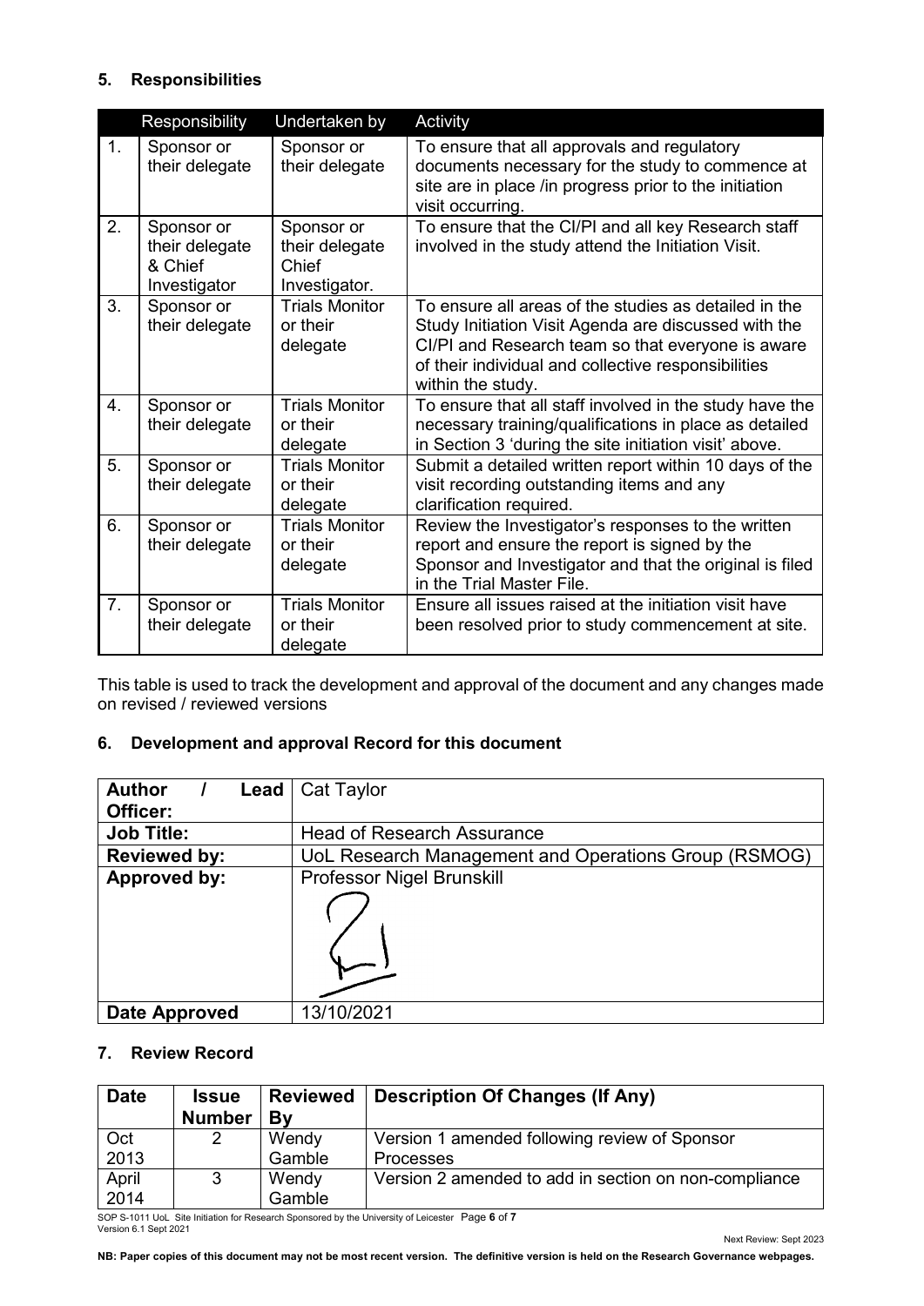## 5. Responsibilities

| | Responsibility | Undertaken by | Activity |
|---|---|---|---|
| 1. | Sponsor or their delegate | Sponsor or their delegate | To ensure that all approvals and regulatory documents necessary for the study to commence at site are in place /in progress prior to the initiation visit occurring. |
| 2. | Sponsor or their delegate & Chief Investigator | Sponsor or their delegate Chief Investigator. | To ensure that the CI/PI and all key Research staff involved in the study attend the Initiation Visit. |
| 3. | Sponsor or their delegate | Trials Monitor or their delegate | To ensure all areas of the studies as detailed in the Study Initiation Visit Agenda are discussed with the CI/PI and Research team so that everyone is aware of their individual and collective responsibilities within the study. |
| 4. | Sponsor or their delegate | Trials Monitor or their delegate | To ensure that all staff involved in the study have the necessary training/qualifications in place as detailed in Section 3 'during the site initiation visit' above. |
| 5. | Sponsor or their delegate | Trials Monitor or their delegate | Submit a detailed written report within 10 days of the visit recording outstanding items and any clarification required. |
| 6. | Sponsor or their delegate | Trials Monitor or their delegate | Review the Investigator's responses to the written report and ensure the report is signed by the Sponsor and Investigator and that the original is filed in the Trial Master File. |
| 7. | Sponsor or their delegate | Trials Monitor or their delegate | Ensure all issues raised at the initiation visit have been resolved prior to study commencement at site. |

This table is used to track the development and approval of the document and any changes made on revised / reviewed versions

## 6. Development and approval Record for this document

| | |
|---|---|
| **Author / Lead Officer:** | Cat Taylor |
| **Job Title:** | Head of Research Assurance |
| **Reviewed by:** | UoL Research Management and Operations Group (RSMOG) |
| **Approved by:** | Professor Nigel Brunskill |
| **Date Approved** | 13/10/2021 |

## 7. Review Record

| Date | Issue Number | Reviewed By | Description Of Changes (If Any) |
|---|---|---|---|
| Oct 2013 | 2 | Wendy Gamble | Version 1 amended following review of Sponsor Processes |
| April 2014 | 3 | Wendy Gamble | Version 2 amended to add in section on non-compliance |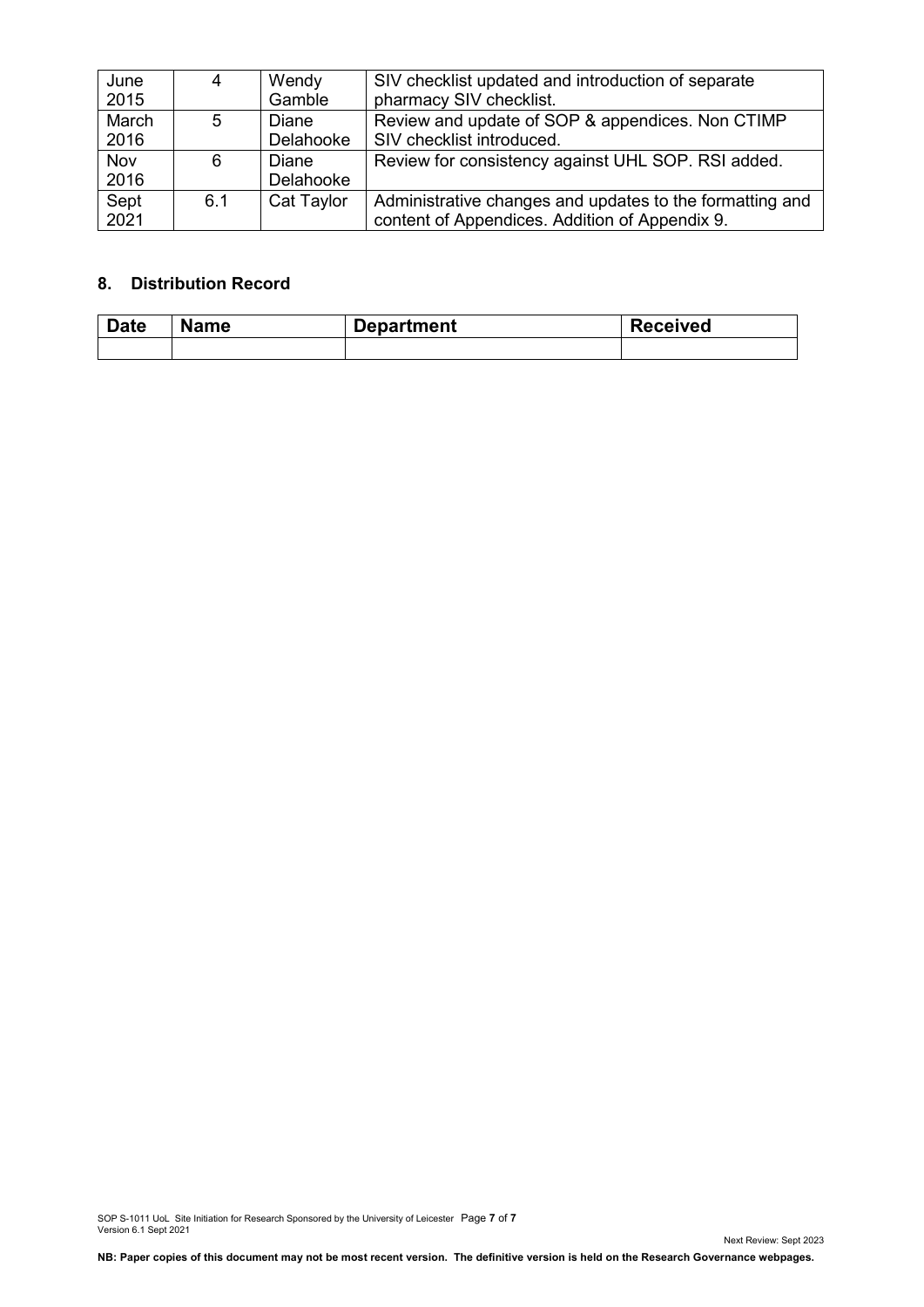| | | | |
|---|---|---|---|
| June 2015 | 4 | Wendy Gamble | SIV checklist updated and introduction of separate pharmacy SIV checklist. |
| March 2016 | 5 | Diane Delahooke | Review and update of SOP & appendices. Non CTIMP SIV checklist introduced. |
| Nov 2016 | 6 | Diane Delahooke | Review for consistency against UHL SOP. RSI added. |
| Sept 2021 | 6.1 | Cat Taylor | Administrative changes and updates to the formatting and content of Appendices. Addition of Appendix 9. |

## 8. Distribution Record

| Date | Name | Department | Received |
|---|---|---|---|
| | | | |